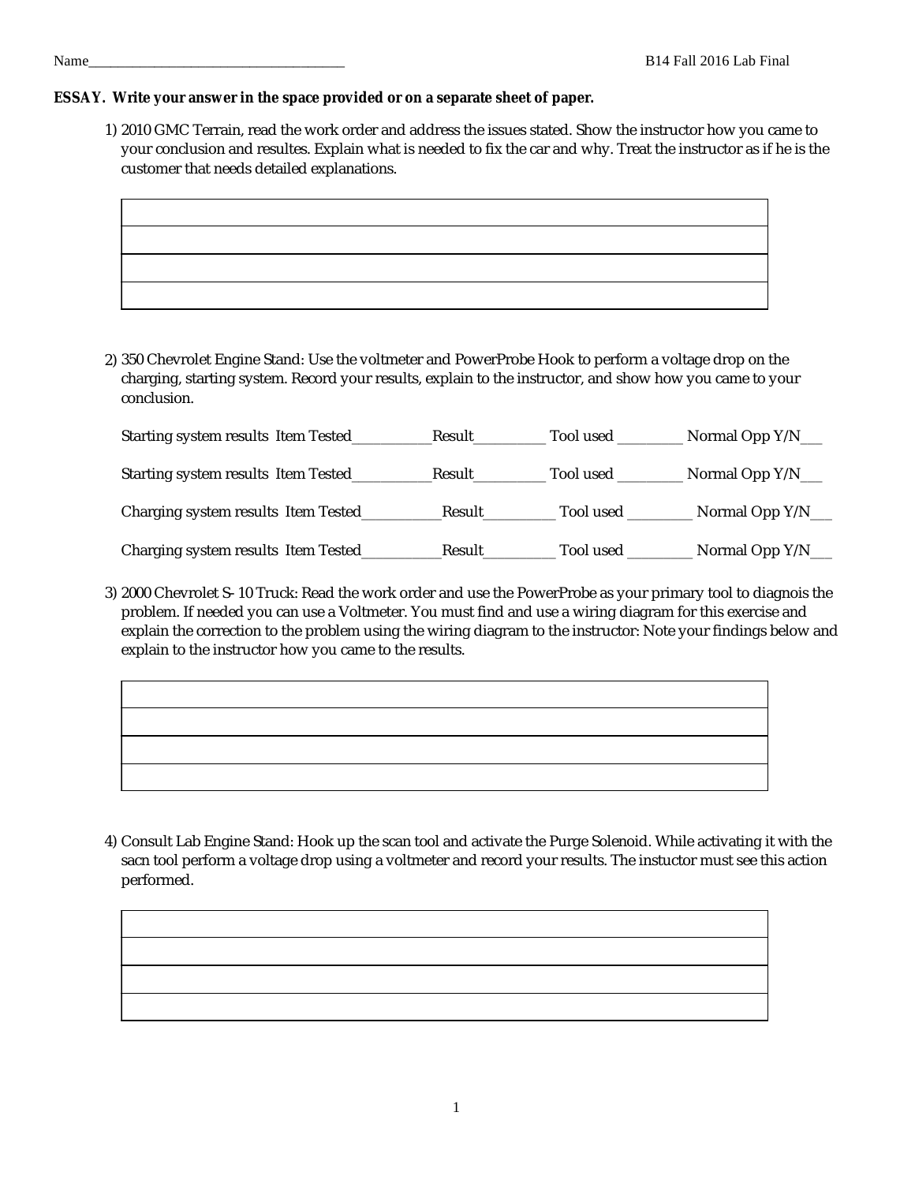Name_____________________________________ B14 Fall 2016 Lab Final

**ESSAY. Write your answer in the space provided or on a separate sheet of paper.**

1) 2010 GMC Terrain, read the work order and address the issues stated. Show the instructor how you came to your conclusion and resultes. Explain what is needed to fix the car and why. Treat the instructor as if he is the customer that needs detailed explanations.

| |
|---|
| |
| |
| |
| |

2) 350 Chevrolet Engine Stand: Use the voltmeter and PowerProbe Hook to perform a voltage drop on the charging, starting system. Record your results, explain to the instructor, and show how you came to your conclusion.

Starting system results Item Tested___________Result__________ Tool used _________ Normal Opp Y/N___

Starting system results Item Tested___________Result__________ Tool used _________ Normal Opp Y/N___

Charging system results Item Tested___________Result__________ Tool used _________ Normal Opp Y/N___

Charging system results Item Tested___________Result__________ Tool used _________ Normal Opp Y/N___

3) 2000 Chevrolet S-10 Truck: Read the work order and use the PowerProbe as your primary tool to diagnois the problem. If needed you can use a Voltmeter. You must find and use a wiring diagram for this exercise and explain the correction to the problem using the wiring diagram to the instructor: Note your findings below and explain to the instructor how you came to the results.

| |
|---|
| |
| |
| |
| |

4) Consult Lab Engine Stand: Hook up the scan tool and activate the Purge Solenoid. While activating it with the sacn tool perform a voltage drop using a voltmeter and record your results. The instuctor must see this action performed.

| |
|---|
| |
| |
| |
| |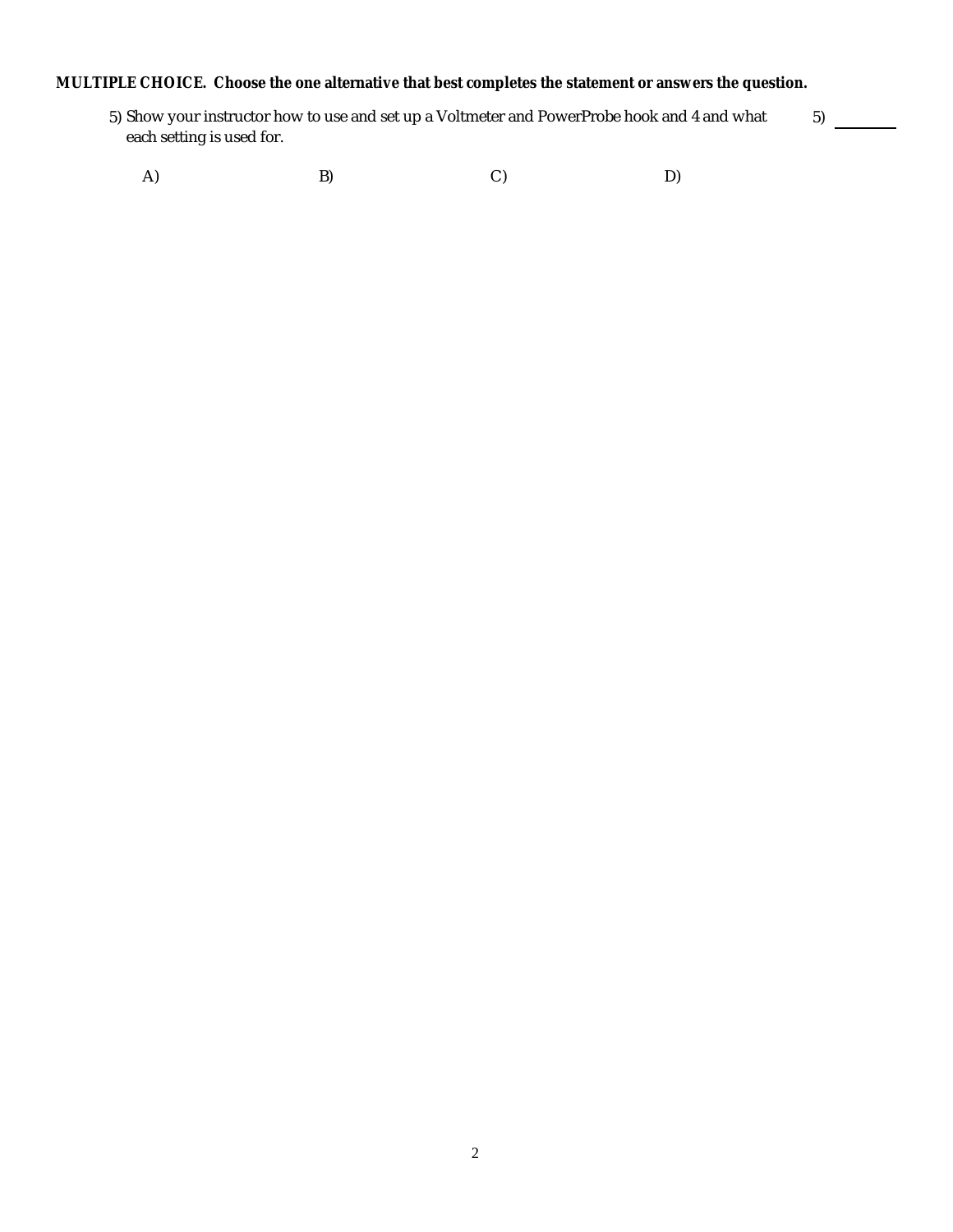**MULTIPLE CHOICE. Choose the one alternative that best completes the statement or answers the question.**

5) Show your instructor how to use and set up a Voltmeter and PowerProbe hook and 4 and what each setting is used for.

5) ________

A)

B)

C)

D)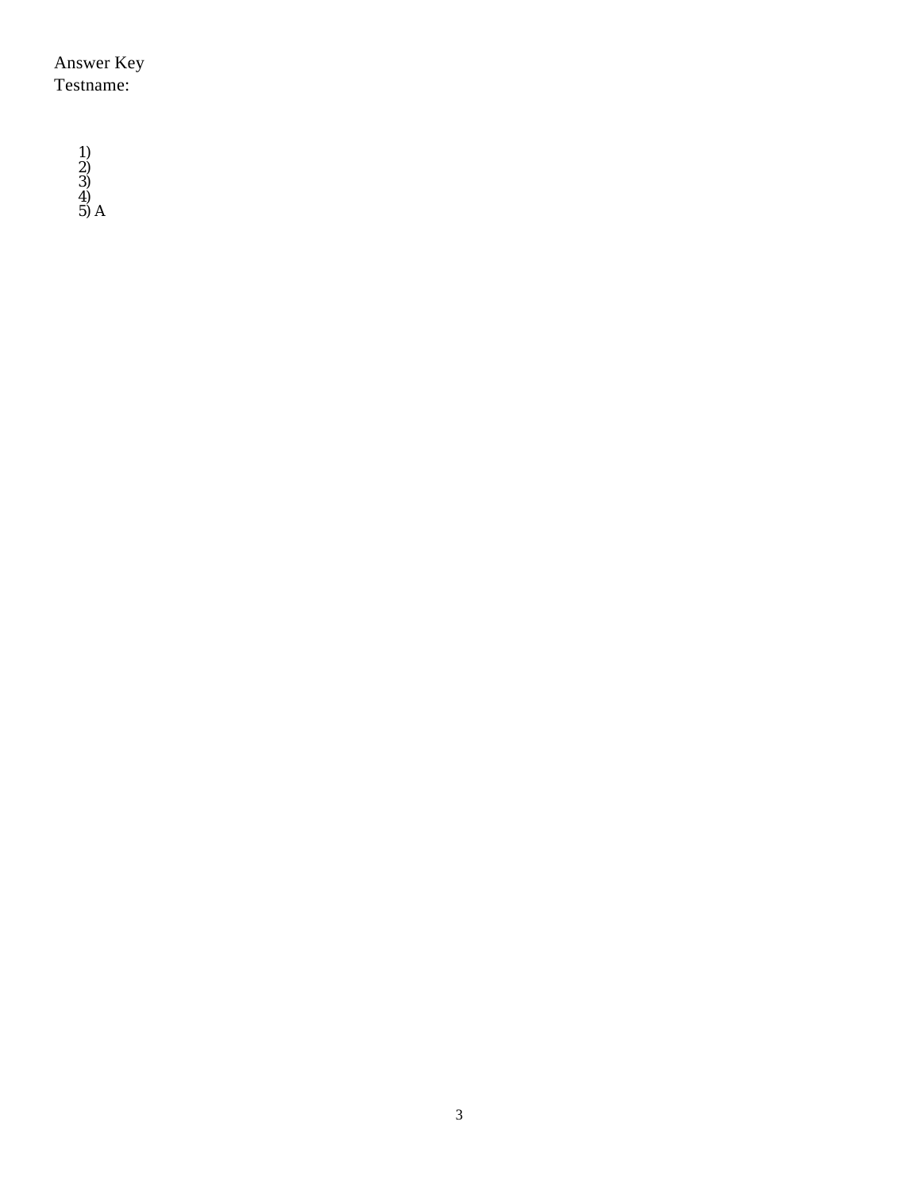Answer Key
Testname:

1)
2)
3)
4)
5) A